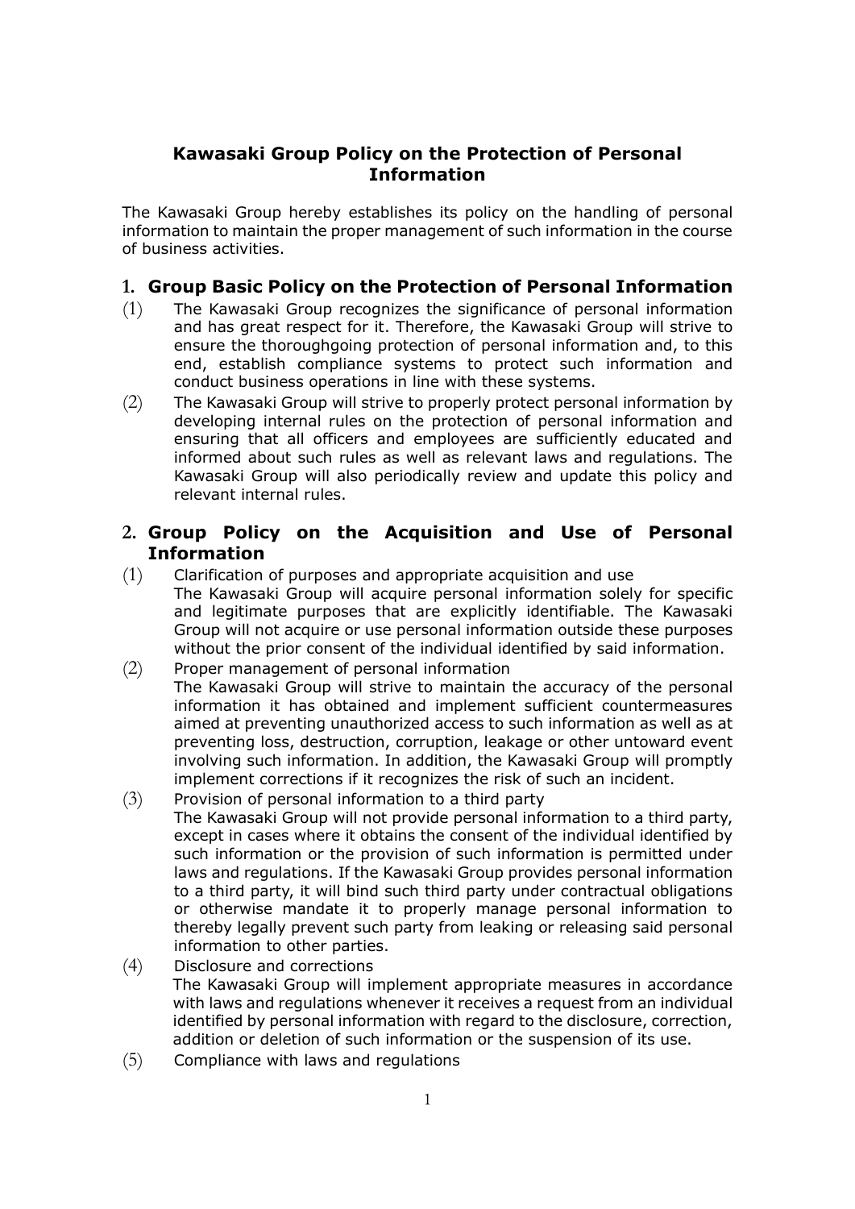# Kawasaki Group Policy on the Protection of Personal Information

The Kawasaki Group hereby establishes its policy on the handling of personal information to maintain the proper management of such information in the course of business activities.

## 1. Group Basic Policy on the Protection of Personal Information

(1) The Kawasaki Group recognizes the significance of personal information and has great respect for it. Therefore, the Kawasaki Group will strive to ensure the thoroughgoing protection of personal information and, to this end, establish compliance systems to protect such information and conduct business operations in line with these systems.

(2) The Kawasaki Group will strive to properly protect personal information by developing internal rules on the protection of personal information and ensuring that all officers and employees are sufficiently educated and informed about such rules as well as relevant laws and regulations. The Kawasaki Group will also periodically review and update this policy and relevant internal rules.

## 2. Group Policy on the Acquisition and Use of Personal Information

(1) Clarification of purposes and appropriate acquisition and use
The Kawasaki Group will acquire personal information solely for specific and legitimate purposes that are explicitly identifiable. The Kawasaki Group will not acquire or use personal information outside these purposes without the prior consent of the individual identified by said information.

(2) Proper management of personal information
The Kawasaki Group will strive to maintain the accuracy of the personal information it has obtained and implement sufficient countermeasures aimed at preventing unauthorized access to such information as well as at preventing loss, destruction, corruption, leakage or other untoward event involving such information. In addition, the Kawasaki Group will promptly implement corrections if it recognizes the risk of such an incident.

(3) Provision of personal information to a third party
The Kawasaki Group will not provide personal information to a third party, except in cases where it obtains the consent of the individual identified by such information or the provision of such information is permitted under laws and regulations. If the Kawasaki Group provides personal information to a third party, it will bind such third party under contractual obligations or otherwise mandate it to properly manage personal information to thereby legally prevent such party from leaking or releasing said personal information to other parties.

(4) Disclosure and corrections
The Kawasaki Group will implement appropriate measures in accordance with laws and regulations whenever it receives a request from an individual identified by personal information with regard to the disclosure, correction, addition or deletion of such information or the suspension of its use.

(5) Compliance with laws and regulations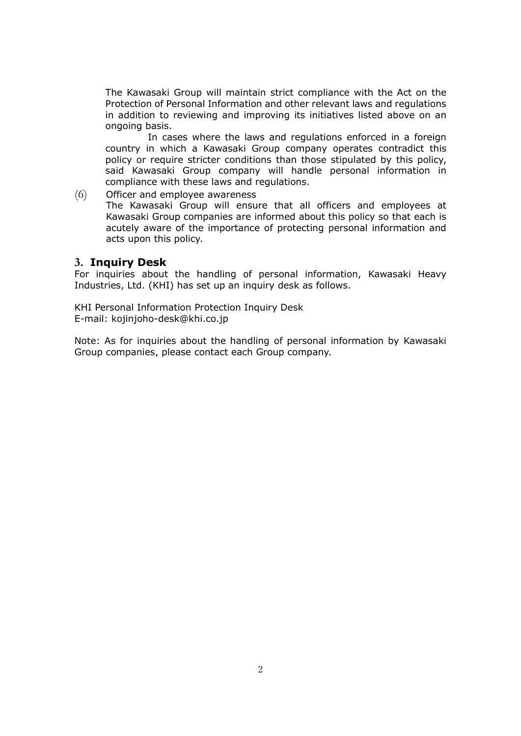The Kawasaki Group will maintain strict compliance with the Act on the Protection of Personal Information and other relevant laws and regulations in addition to reviewing and improving its initiatives listed above on an ongoing basis.

In cases where the laws and regulations enforced in a foreign country in which a Kawasaki Group company operates contradict this policy or require stricter conditions than those stipulated by this policy, said Kawasaki Group company will handle personal information in compliance with these laws and regulations.

(6) Officer and employee awareness

The Kawasaki Group will ensure that all officers and employees at Kawasaki Group companies are informed about this policy so that each is acutely aware of the importance of protecting personal information and acts upon this policy.

## 3. Inquiry Desk

For inquiries about the handling of personal information, Kawasaki Heavy Industries, Ltd. (KHI) has set up an inquiry desk as follows.

KHI Personal Information Protection Inquiry Desk
E-mail: kojinjoho-desk@khi.co.jp

Note: As for inquiries about the handling of personal information by Kawasaki Group companies, please contact each Group company.